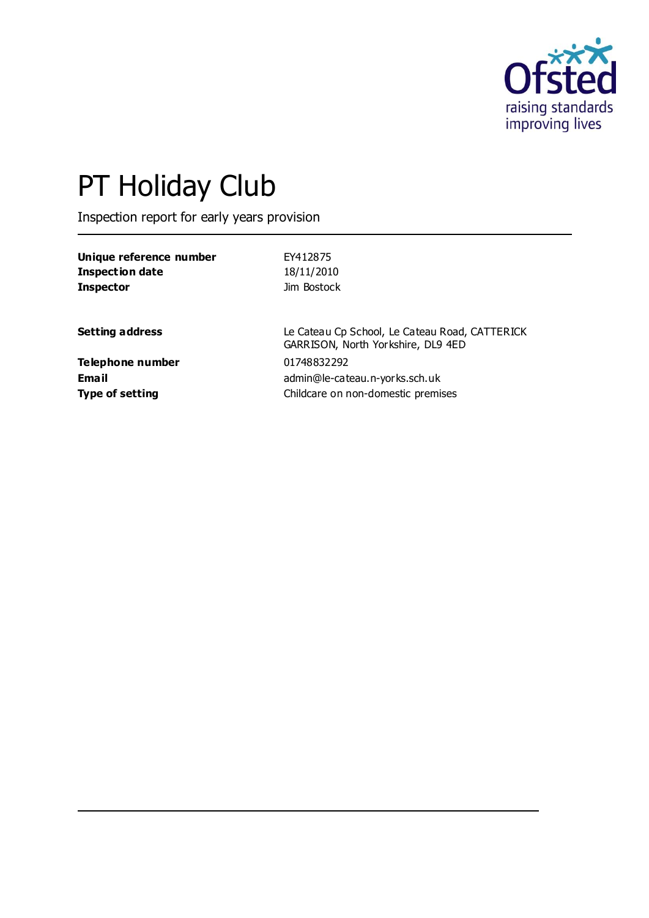# PT Holiday Club

Inspection report for early years provision

| | |
|---|---|
| **Unique reference number** | EY412875 |
| **Inspection date** | 18/11/2010 |
| **Inspector** | Jim Bostock |

| | |
|---|---|
| **Setting address** | Le Cateau Cp School, Le Cateau Road, CATTERICK GARRISON, North Yorkshire, DL9 4ED |
| **Telephone number** | 01748832292 |
| **Email** | admin@le-cateau.n-yorks.sch.uk |
| **Type of setting** | Childcare on non-domestic premises |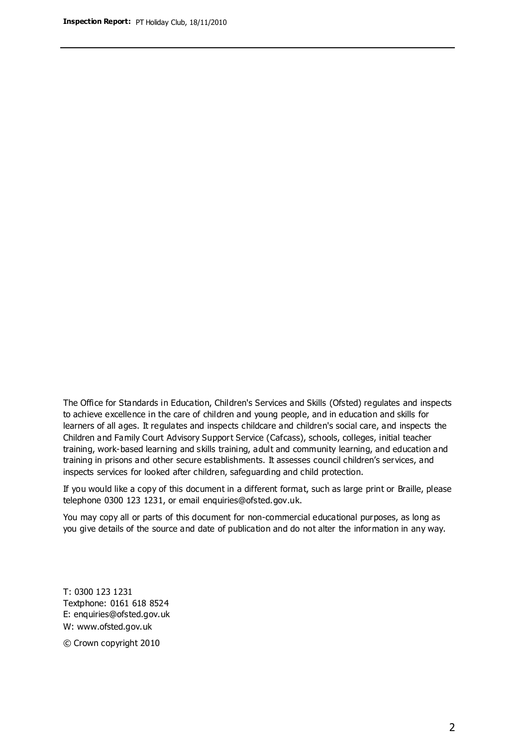The Office for Standards in Education, Children's Services and Skills (Ofsted) regulates and inspects to achieve excellence in the care of children and young people, and in education and skills for learners of all ages. It regulates and inspects childcare and children's social care, and inspects the Children and Family Court Advisory Support Service (Cafcass), schools, colleges, initial teacher training, work-based learning and skills training, adult and community learning, and education and training in prisons and other secure establishments. It assesses council children's services, and inspects services for looked after children, safeguarding and child protection.

If you would like a copy of this document in a different format, such as large print or Braille, please telephone 0300 123 1231, or email enquiries@ofsted.gov.uk.

You may copy all or parts of this document for non-commercial educational purposes, as long as you give details of the source and date of publication and do not alter the information in any way.

T: 0300 123 1231
Textphone: 0161 618 8524
E: enquiries@ofsted.gov.uk
W: www.ofsted.gov.uk

© Crown copyright 2010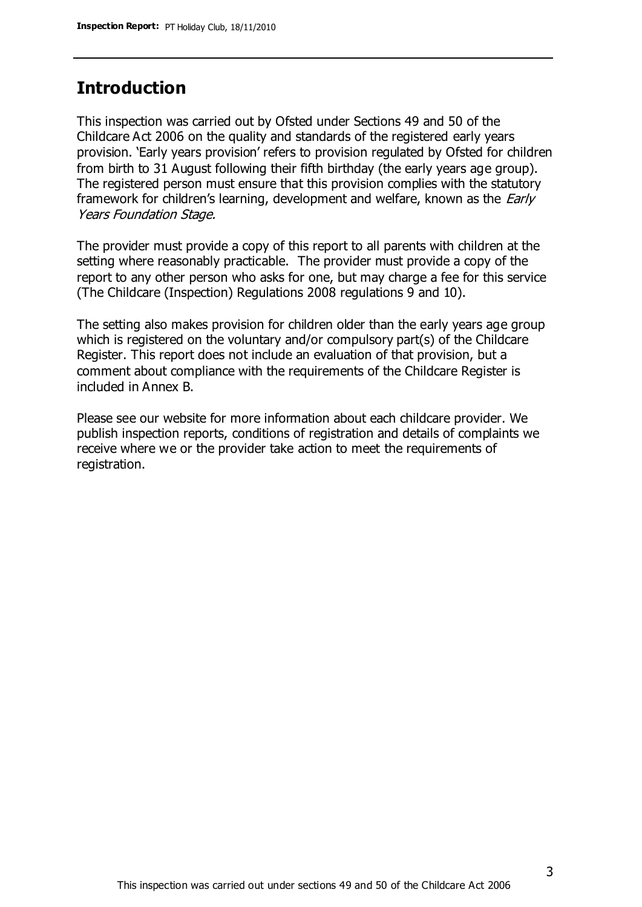## Introduction

This inspection was carried out by Ofsted under Sections 49 and 50 of the Childcare Act 2006 on the quality and standards of the registered early years provision. 'Early years provision' refers to provision regulated by Ofsted for children from birth to 31 August following their fifth birthday (the early years age group). The registered person must ensure that this provision complies with the statutory framework for children's learning, development and welfare, known as the *Early Years Foundation Stage.*

The provider must provide a copy of this report to all parents with children at the setting where reasonably practicable. The provider must provide a copy of the report to any other person who asks for one, but may charge a fee for this service (The Childcare (Inspection) Regulations 2008 regulations 9 and 10).

The setting also makes provision for children older than the early years age group which is registered on the voluntary and/or compulsory part(s) of the Childcare Register. This report does not include an evaluation of that provision, but a comment about compliance with the requirements of the Childcare Register is included in Annex B.

Please see our website for more information about each childcare provider. We publish inspection reports, conditions of registration and details of complaints we receive where we or the provider take action to meet the requirements of registration.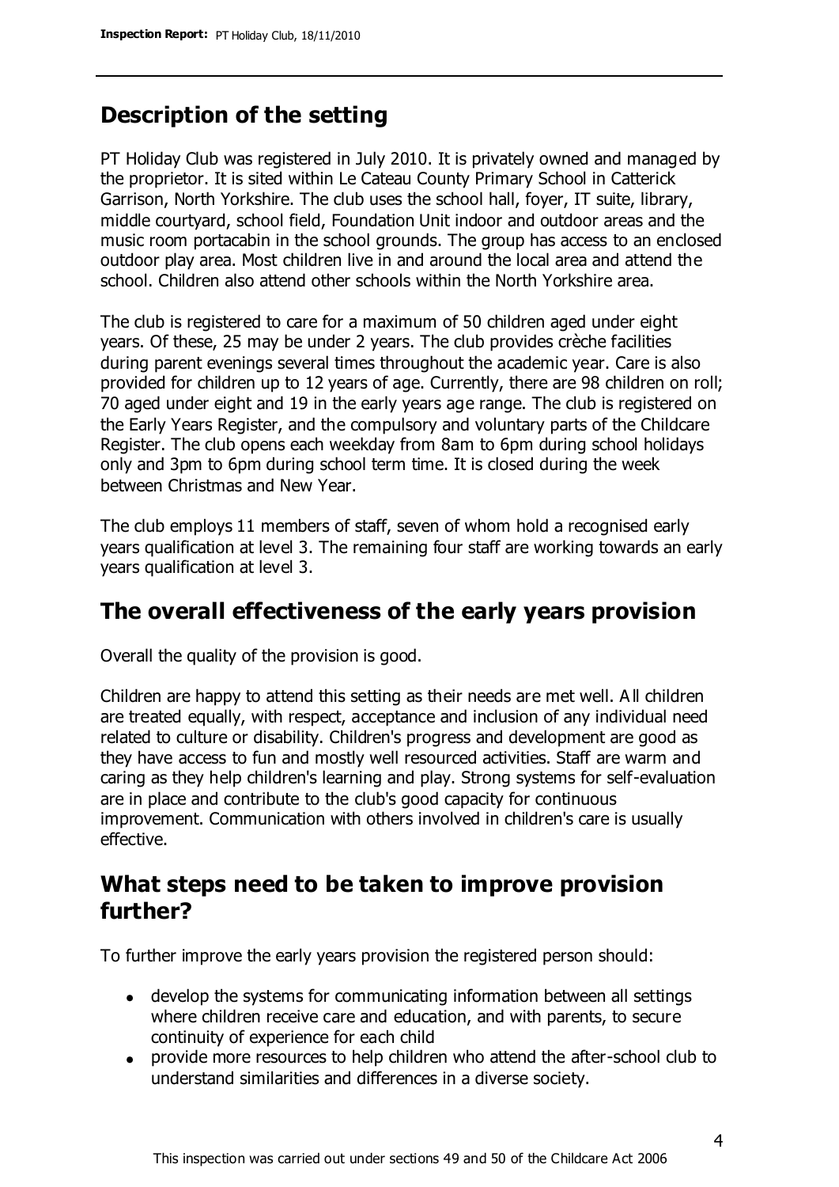## Description of the setting

PT Holiday Club was registered in July 2010. It is privately owned and managed by the proprietor. It is sited within Le Cateau County Primary School in Catterick Garrison, North Yorkshire. The club uses the school hall, foyer, IT suite, library, middle courtyard, school field, Foundation Unit indoor and outdoor areas and the music room portacabin in the school grounds. The group has access to an enclosed outdoor play area. Most children live in and around the local area and attend the school. Children also attend other schools within the North Yorkshire area.

The club is registered to care for a maximum of 50 children aged under eight years. Of these, 25 may be under 2 years. The club provides crèche facilities during parent evenings several times throughout the academic year. Care is also provided for children up to 12 years of age. Currently, there are 98 children on roll; 70 aged under eight and 19 in the early years age range. The club is registered on the Early Years Register, and the compulsory and voluntary parts of the Childcare Register. The club opens each weekday from 8am to 6pm during school holidays only and 3pm to 6pm during school term time. It is closed during the week between Christmas and New Year.

The club employs 11 members of staff, seven of whom hold a recognised early years qualification at level 3. The remaining four staff are working towards an early years qualification at level 3.

## The overall effectiveness of the early years provision

Overall the quality of the provision is good.

Children are happy to attend this setting as their needs are met well. All children are treated equally, with respect, acceptance and inclusion of any individual need related to culture or disability. Children's progress and development are good as they have access to fun and mostly well resourced activities. Staff are warm and caring as they help children's learning and play. Strong systems for self-evaluation are in place and contribute to the club's good capacity for continuous improvement. Communication with others involved in children's care is usually effective.

## What steps need to be taken to improve provision further?

To further improve the early years provision the registered person should:

- develop the systems for communicating information between all settings where children receive care and education, and with parents, to secure continuity of experience for each child
- provide more resources to help children who attend the after-school club to understand similarities and differences in a diverse society.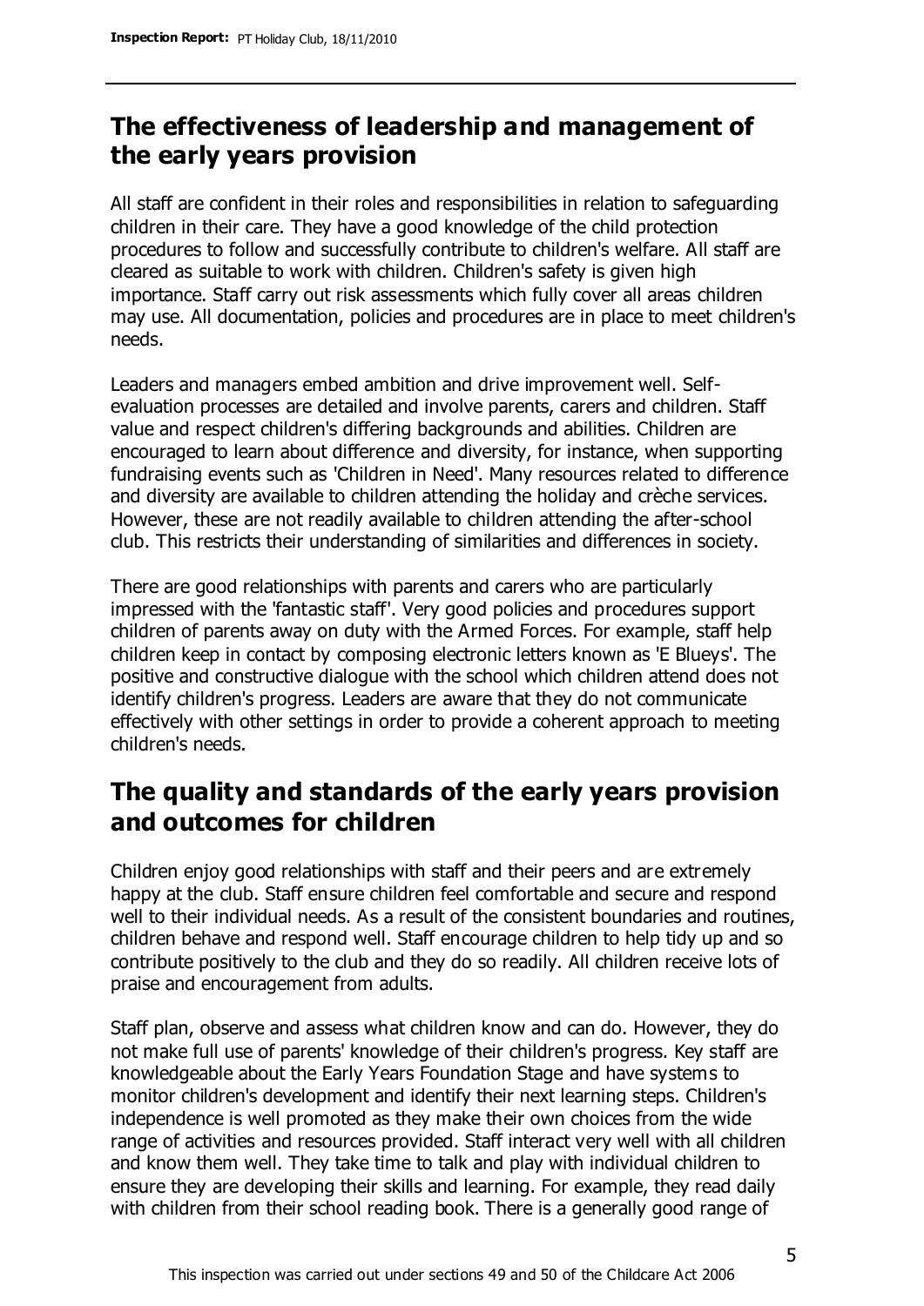## The effectiveness of leadership and management of the early years provision

All staff are confident in their roles and responsibilities in relation to safeguarding children in their care. They have a good knowledge of the child protection procedures to follow and successfully contribute to children's welfare. All staff are cleared as suitable to work with children. Children's safety is given high importance. Staff carry out risk assessments which fully cover all areas children may use. All documentation, policies and procedures are in place to meet children's needs.

Leaders and managers embed ambition and drive improvement well. Self-evaluation processes are detailed and involve parents, carers and children. Staff value and respect children's differing backgrounds and abilities. Children are encouraged to learn about difference and diversity, for instance, when supporting fundraising events such as 'Children in Need'. Many resources related to difference and diversity are available to children attending the holiday and crèche services. However, these are not readily available to children attending the after-school club. This restricts their understanding of similarities and differences in society.

There are good relationships with parents and carers who are particularly impressed with the 'fantastic staff'. Very good policies and procedures support children of parents away on duty with the Armed Forces. For example, staff help children keep in contact by composing electronic letters known as 'E Blueys'. The positive and constructive dialogue with the school which children attend does not identify children's progress. Leaders are aware that they do not communicate effectively with other settings in order to provide a coherent approach to meeting children's needs.

## The quality and standards of the early years provision and outcomes for children

Children enjoy good relationships with staff and their peers and are extremely happy at the club. Staff ensure children feel comfortable and secure and respond well to their individual needs. As a result of the consistent boundaries and routines, children behave and respond well. Staff encourage children to help tidy up and so contribute positively to the club and they do so readily. All children receive lots of praise and encouragement from adults.

Staff plan, observe and assess what children know and can do. However, they do not make full use of parents' knowledge of their children's progress. Key staff are knowledgeable about the Early Years Foundation Stage and have systems to monitor children's development and identify their next learning steps. Children's independence is well promoted as they make their own choices from the wide range of activities and resources provided. Staff interact very well with all children and know them well. They take time to talk and play with individual children to ensure they are developing their skills and learning. For example, they read daily with children from their school reading book. There is a generally good range of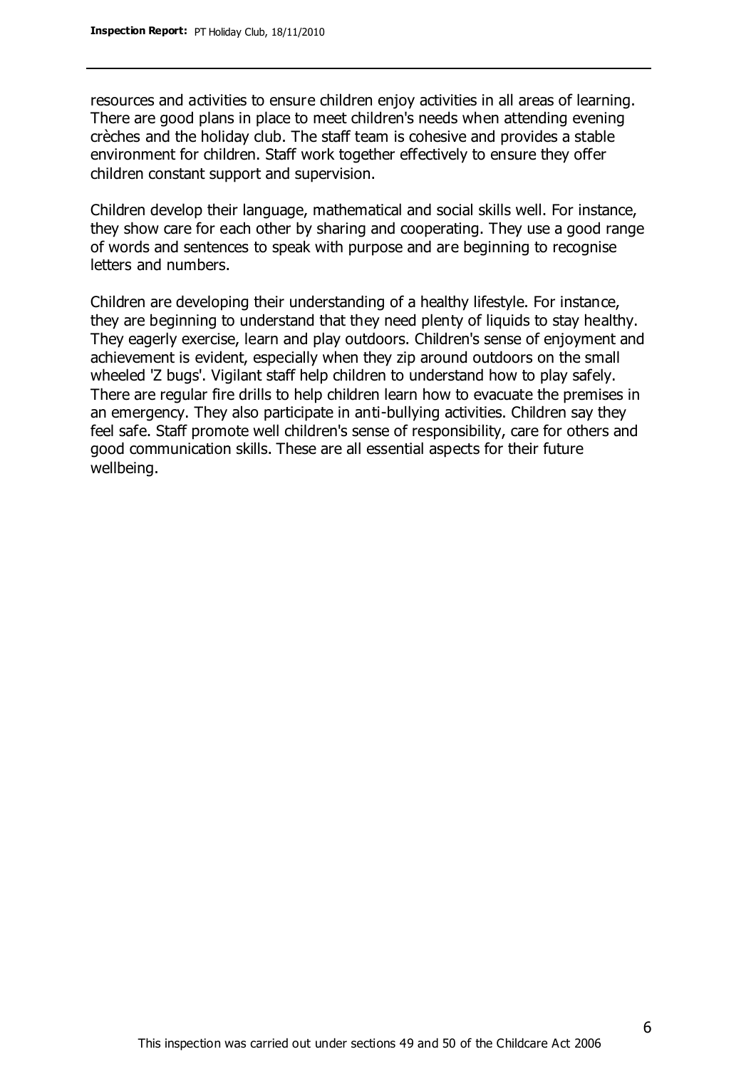resources and activities to ensure children enjoy activities in all areas of learning. There are good plans in place to meet children's needs when attending evening crèches and the holiday club. The staff team is cohesive and provides a stable environment for children. Staff work together effectively to ensure they offer children constant support and supervision.

Children develop their language, mathematical and social skills well. For instance, they show care for each other by sharing and cooperating. They use a good range of words and sentences to speak with purpose and are beginning to recognise letters and numbers.

Children are developing their understanding of a healthy lifestyle. For instance, they are beginning to understand that they need plenty of liquids to stay healthy. They eagerly exercise, learn and play outdoors. Children's sense of enjoyment and achievement is evident, especially when they zip around outdoors on the small wheeled 'Z bugs'. Vigilant staff help children to understand how to play safely. There are regular fire drills to help children learn how to evacuate the premises in an emergency. They also participate in anti-bullying activities. Children say they feel safe. Staff promote well children's sense of responsibility, care for others and good communication skills. These are all essential aspects for their future wellbeing.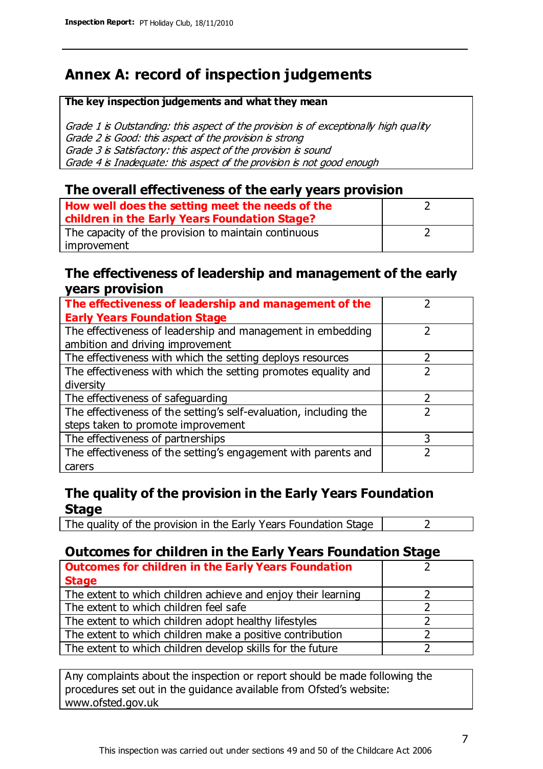# Annex A: record of inspection judgements

**The key inspection judgements and what they mean**

*Grade 1 is Outstanding: this aspect of the provision is of exceptionally high quality*
*Grade 2 is Good: this aspect of the provision is strong*
*Grade 3 is Satisfactory: this aspect of the provision is sound*
*Grade 4 is Inadequate: this aspect of the provision is not good enough*

## The overall effectiveness of the early years provision

| | |
|---|---|
| **How well does the setting meet the needs of the children in the Early Years Foundation Stage?** | 2 |
| The capacity of the provision to maintain continuous improvement | 2 |

## The effectiveness of leadership and management of the early years provision

| | |
|---|---|
| **The effectiveness of leadership and management of the Early Years Foundation Stage** | 2 |
| The effectiveness of leadership and management in embedding ambition and driving improvement | 2 |
| The effectiveness with which the setting deploys resources | 2 |
| The effectiveness with which the setting promotes equality and diversity | 2 |
| The effectiveness of safeguarding | 2 |
| The effectiveness of the setting's self-evaluation, including the steps taken to promote improvement | 2 |
| The effectiveness of partnerships | 3 |
| The effectiveness of the setting's engagement with parents and carers | 2 |

## The quality of the provision in the Early Years Foundation Stage

| | |
|---|---|
| The quality of the provision in the Early Years Foundation Stage | 2 |

## Outcomes for children in the Early Years Foundation Stage

| | |
|---|---|
| **Outcomes for children in the Early Years Foundation Stage** | 2 |
| The extent to which children achieve and enjoy their learning | 2 |
| The extent to which children feel safe | 2 |
| The extent to which children adopt healthy lifestyles | 2 |
| The extent to which children make a positive contribution | 2 |
| The extent to which children develop skills for the future | 2 |

Any complaints about the inspection or report should be made following the procedures set out in the guidance available from Ofsted's website: www.ofsted.gov.uk

This inspection was carried out under sections 49 and 50 of the Childcare Act 2006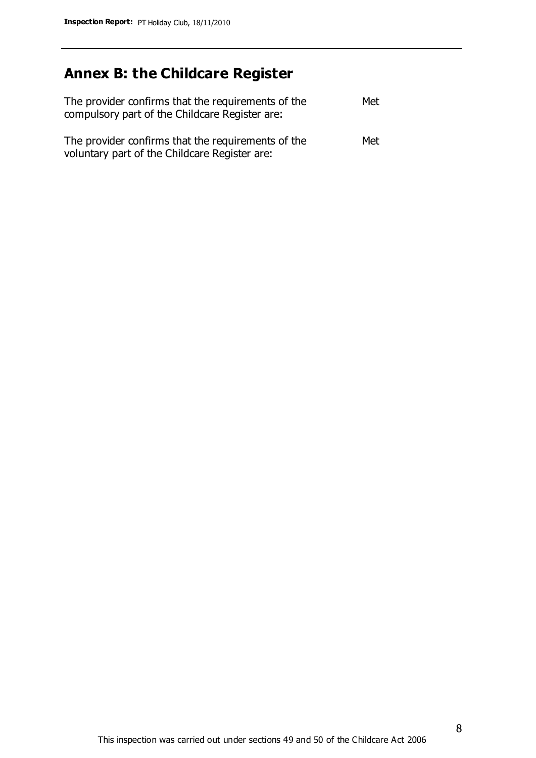## Annex B: the Childcare Register

| | |
|---|---|
| The provider confirms that the requirements of the compulsory part of the Childcare Register are: | Met |
| The provider confirms that the requirements of the voluntary part of the Childcare Register are: | Met |

This inspection was carried out under sections 49 and 50 of the Childcare Act 2006